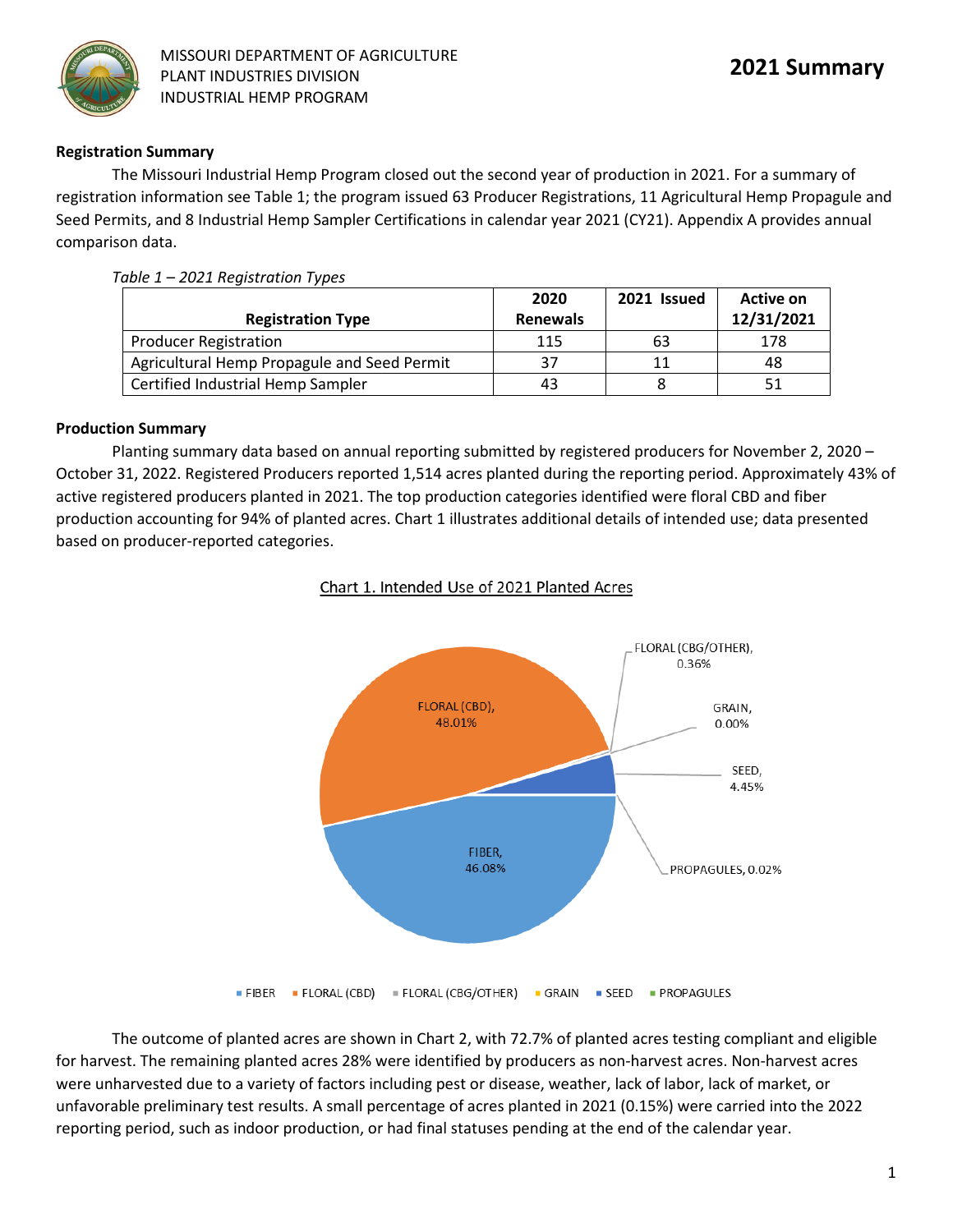MISSOURI DEPARTMENT OF AGRICULTURE
PLANT INDUSTRIES DIVISION
INDUSTRIAL HEMP PROGRAM

# 2021 Summary

### Registration Summary

The Missouri Industrial Hemp Program closed out the second year of production in 2021. For a summary of registration information see Table 1; the program issued 63 Producer Registrations, 11 Agricultural Hemp Propagule and Seed Permits, and 8 Industrial Hemp Sampler Certifications in calendar year 2021 (CY21). Appendix A provides annual comparison data.

*Table 1 – 2021 Registration Types*

| Registration Type | 2020 Renewals | 2021 Issued | Active on 12/31/2021 |
|---|---|---|---|
| Producer Registration | 115 | 63 | 178 |
| Agricultural Hemp Propagule and Seed Permit | 37 | 11 | 48 |
| Certified Industrial Hemp Sampler | 43 | 8 | 51 |

### Production Summary

Planting summary data based on annual reporting submitted by registered producers for November 2, 2020 – October 31, 2022. Registered Producers reported 1,514 acres planted during the reporting period. Approximately 43% of active registered producers planted in 2021. The top production categories identified were floral CBD and fiber production accounting for 94% of planted acres. Chart 1 illustrates additional details of intended use; data presented based on producer-reported categories.

Chart 1. Intended Use of 2021 Planted Acres

| Intended Use | Percent |
|---|---|
| FIBER | 46.08% |
| FLORAL (CBD) | 48.01% |
| FLORAL (CBG/OTHER) | 0.36% |
| GRAIN | 0.00% |
| SEED | 4.45% |
| PROPAGULES | 0.02% |

The outcome of planted acres are shown in Chart 2, with 72.7% of planted acres testing compliant and eligible for harvest. The remaining planted acres 28% were identified by producers as non-harvest acres. Non-harvest acres were unharvested due to a variety of factors including pest or disease, weather, lack of labor, lack of market, or unfavorable preliminary test results. A small percentage of acres planted in 2021 (0.15%) were carried into the 2022 reporting period, such as indoor production, or had final statuses pending at the end of the calendar year.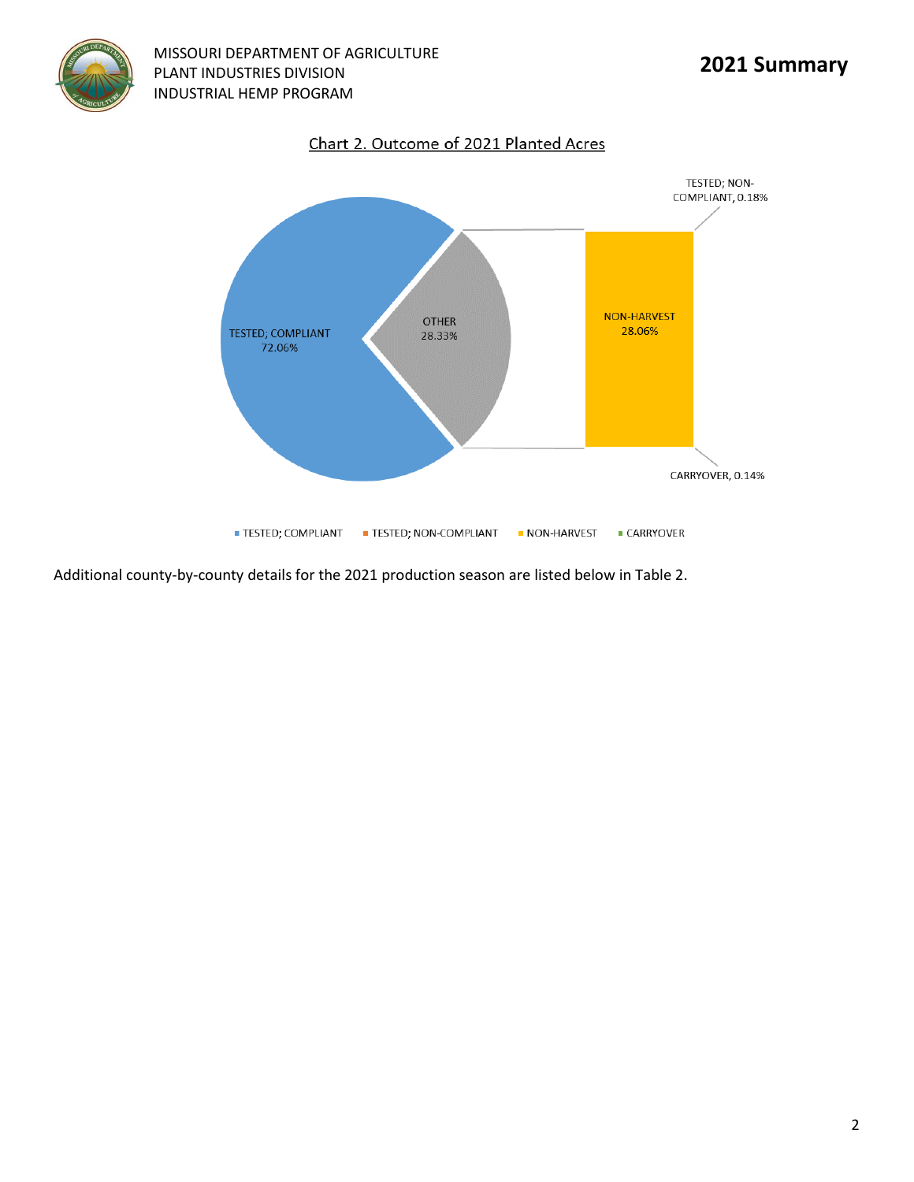Chart 2. Outcome of 2021 Planted Acres

TESTED; COMPLIANT 72.06%

OTHER 28.33%

NON-HARVEST 28.06%

TESTED; NON-COMPLIANT, 0.18%

CARRYOVER, 0.14%

■ TESTED; COMPLIANT ■ TESTED; NON-COMPLIANT ■ NON-HARVEST ■ CARRYOVER

Additional county-by-county details for the 2021 production season are listed below in Table 2.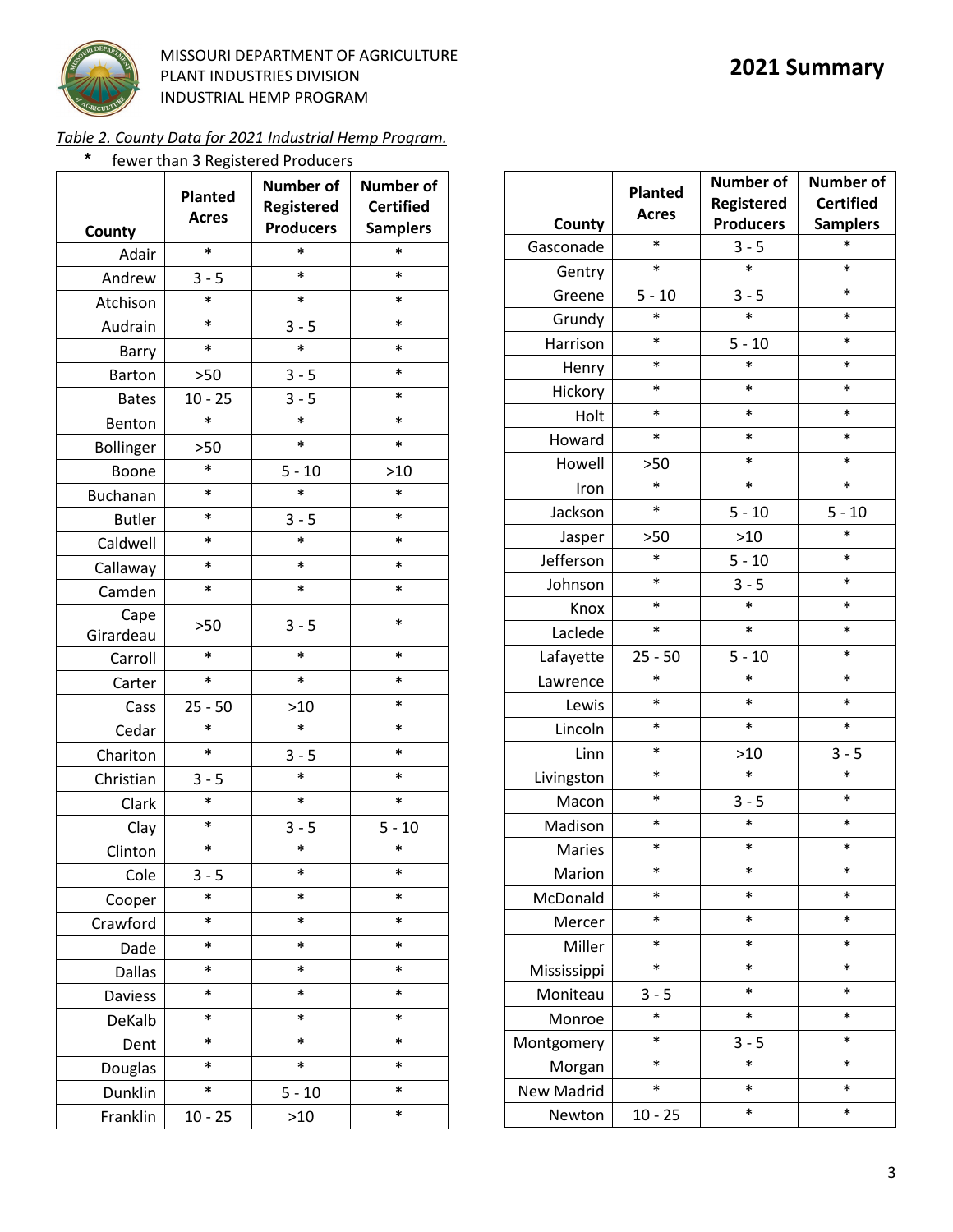MISSOURI DEPARTMENT OF AGRICULTURE
PLANT INDUSTRIES DIVISION
INDUSTRIAL HEMP PROGRAM

# 2021 Summary

*Table 2. County Data for 2021 Industrial Hemp Program.*

**\*** fewer than 3 Registered Producers

| County | Planted Acres | Number of Registered Producers | Number of Certified Samplers |
|---|---|---|---|
| Adair | * | * | * |
| Andrew | 3 - 5 | * | * |
| Atchison | * | * | * |
| Audrain | * | 3 - 5 | * |
| Barry | * | * | * |
| Barton | >50 | 3 - 5 | * |
| Bates | 10 - 25 | 3 - 5 | * |
| Benton | * | * | * |
| Bollinger | >50 | * | * |
| Boone | * | 5 - 10 | >10 |
| Buchanan | * | * | * |
| Butler | * | 3 - 5 | * |
| Caldwell | * | * | * |
| Callaway | * | * | * |
| Camden | * | * | * |
| Cape Girardeau | >50 | 3 - 5 | * |
| Carroll | * | * | * |
| Carter | * | * | * |
| Cass | 25 - 50 | >10 | * |
| Cedar | * | * | * |
| Chariton | * | 3 - 5 | * |
| Christian | 3 - 5 | * | * |
| Clark | * | * | * |
| Clay | * | 3 - 5 | 5 - 10 |
| Clinton | * | * | * |
| Cole | 3 - 5 | * | * |
| Cooper | * | * | * |
| Crawford | * | * | * |
| Dade | * | * | * |
| Dallas | * | * | * |
| Daviess | * | * | * |
| DeKalb | * | * | * |
| Dent | * | * | * |
| Douglas | * | * | * |
| Dunklin | * | 5 - 10 | * |
| Franklin | 10 - 25 | >10 | * |
| Gasconade | * | 3 - 5 | * |
| Gentry | * | * | * |
| Greene | 5 - 10 | 3 - 5 | * |
| Grundy | * | * | * |
| Harrison | * | 5 - 10 | * |
| Henry | * | * | * |
| Hickory | * | * | * |
| Holt | * | * | * |
| Howard | * | * | * |
| Howell | >50 | * | * |
| Iron | * | * | * |
| Jackson | * | 5 - 10 | 5 - 10 |
| Jasper | >50 | >10 | * |
| Jefferson | * | 5 - 10 | * |
| Johnson | * | 3 - 5 | * |
| Knox | * | * | * |
| Laclede | * | * | * |
| Lafayette | 25 - 50 | 5 - 10 | * |
| Lawrence | * | * | * |
| Lewis | * | * | * |
| Lincoln | * | * | * |
| Linn | * | >10 | 3 - 5 |
| Livingston | * | * | * |
| Macon | * | 3 - 5 | * |
| Madison | * | * | * |
| Maries | * | * | * |
| Marion | * | * | * |
| McDonald | * | * | * |
| Mercer | * | * | * |
| Miller | * | * | * |
| Mississippi | * | * | * |
| Moniteau | 3 - 5 | * | * |
| Monroe | * | * | * |
| Montgomery | * | 3 - 5 | * |
| Morgan | * | * | * |
| New Madrid | * | * | * |
| Newton | 10 - 25 | * | * |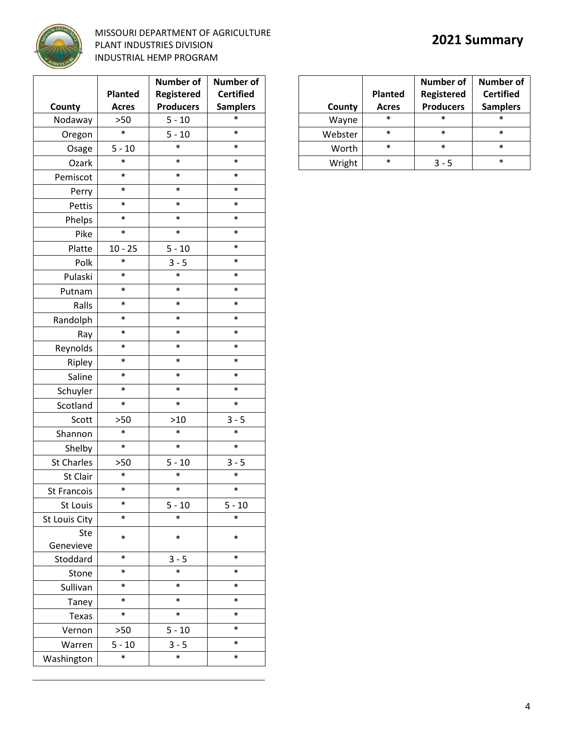MISSOURI DEPARTMENT OF AGRICULTURE
PLANT INDUSTRIES DIVISION
INDUSTRIAL HEMP PROGRAM

# 2021 Summary

| County | Planted Acres | Number of Registered Producers | Number of Certified Samplers |
|---|---|---|---|
| Nodaway | >50 | 5 - 10 | * |
| Oregon | * | 5 - 10 | * |
| Osage | 5 - 10 | * | * |
| Ozark | * | * | * |
| Pemiscot | * | * | * |
| Perry | * | * | * |
| Pettis | * | * | * |
| Phelps | * | * | * |
| Pike | * | * | * |
| Platte | 10 - 25 | 5 - 10 | * |
| Polk | * | 3 - 5 | * |
| Pulaski | * | * | * |
| Putnam | * | * | * |
| Ralls | * | * | * |
| Randolph | * | * | * |
| Ray | * | * | * |
| Reynolds | * | * | * |
| Ripley | * | * | * |
| Saline | * | * | * |
| Schuyler | * | * | * |
| Scotland | * | * | * |
| Scott | >50 | >10 | 3 - 5 |
| Shannon | * | * | * |
| Shelby | * | * | * |
| St Charles | >50 | 5 - 10 | 3 - 5 |
| St Clair | * | * | * |
| St Francois | * | * | * |
| St Louis | * | 5 - 10 | 5 - 10 |
| St Louis City | * | * | * |
| Ste Genevieve | * | * | * |
| Stoddard | * | 3 - 5 | * |
| Stone | * | * | * |
| Sullivan | * | * | * |
| Taney | * | * | * |
| Texas | * | * | * |
| Vernon | >50 | 5 - 10 | * |
| Warren | 5 - 10 | 3 - 5 | * |
| Washington | * | * | * |
| Wayne | * | * | * |
| Webster | * | * | * |
| Worth | * | * | * |
| Wright | * | 3 - 5 | * |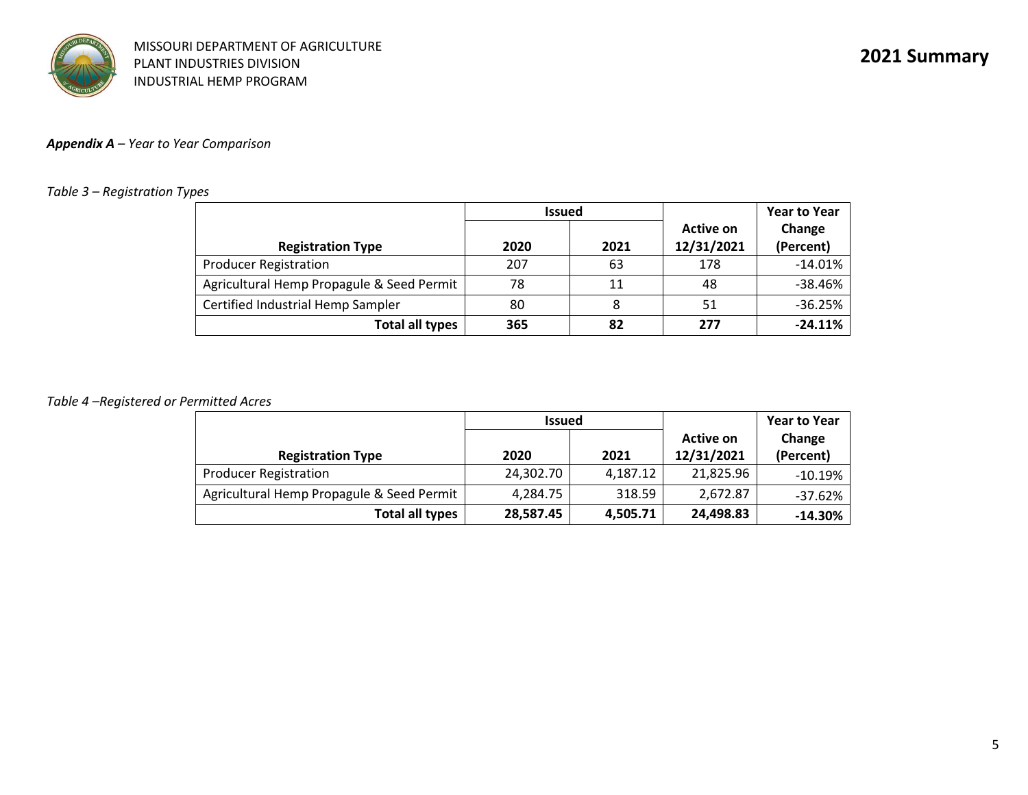MISSOURI DEPARTMENT OF AGRICULTURE
PLANT INDUSTRIES DIVISION
INDUSTRIAL HEMP PROGRAM

**2021 Summary**

***Appendix A*** *– Year to Year Comparison*

*Table 3 – Registration Types*

| Registration Type | Issued | | Active on 12/31/2021 | Year to Year Change (Percent) |
|---|---|---|---|---|
| | 2020 | 2021 | | |
| Producer Registration | 207 | 63 | 178 | -14.01% |
| Agricultural Hemp Propagule & Seed Permit | 78 | 11 | 48 | -38.46% |
| Certified Industrial Hemp Sampler | 80 | 8 | 51 | -36.25% |
| **Total all types** | **365** | **82** | **277** | **-24.11%** |

*Table 4 –Registered or Permitted Acres*

| Registration Type | Issued | | Active on 12/31/2021 | Year to Year Change (Percent) |
|---|---|---|---|---|
| | 2020 | 2021 | | |
| Producer Registration | 24,302.70 | 4,187.12 | 21,825.96 | -10.19% |
| Agricultural Hemp Propagule & Seed Permit | 4,284.75 | 318.59 | 2,672.87 | -37.62% |
| **Total all types** | **28,587.45** | **4,505.71** | **24,498.83** | **-14.30%** |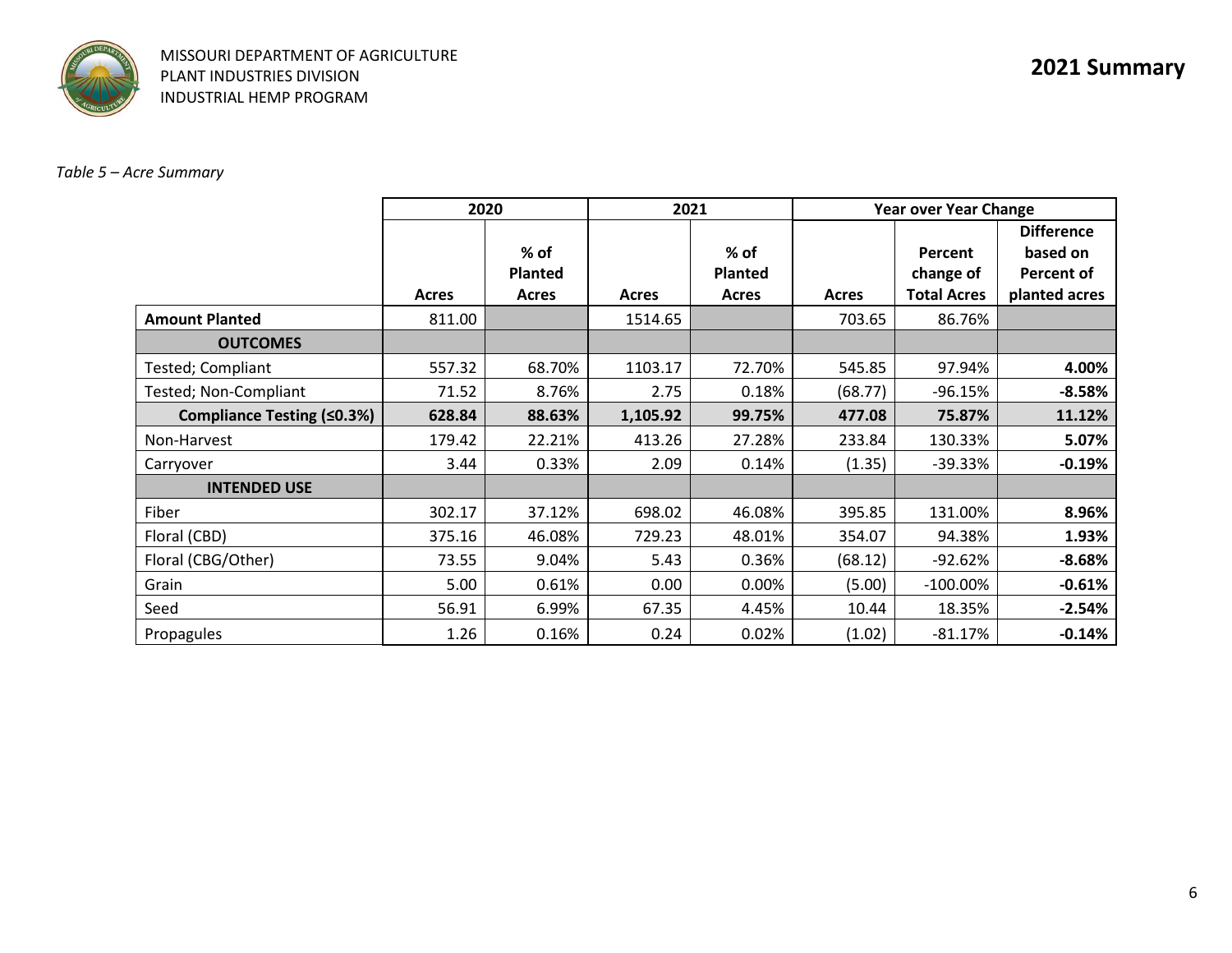MISSOURI DEPARTMENT OF AGRICULTURE
PLANT INDUSTRIES DIVISION
INDUSTRIAL HEMP PROGRAM

## 2021 Summary

*Table 5 – Acre Summary*

| | 2020 | | 2021 | | Year over Year Change | | |
|---|---|---|---|---|---|---|---|
| | Acres | % of Planted Acres | Acres | % of Planted Acres | Acres | Percent change of Total Acres | Difference based on Percent of planted acres |
| **Amount Planted** | 811.00 | | 1514.65 | | 703.65 | 86.76% | |
| **OUTCOMES** | | | | | | | |
| Tested; Compliant | 557.32 | 68.70% | 1103.17 | 72.70% | 545.85 | 97.94% | **4.00%** |
| Tested; Non-Compliant | 71.52 | 8.76% | 2.75 | 0.18% | (68.77) | -96.15% | **-8.58%** |
| **Compliance Testing (≤0.3%)** | **628.84** | **88.63%** | **1,105.92** | **99.75%** | **477.08** | **75.87%** | **11.12%** |
| Non-Harvest | 179.42 | 22.21% | 413.26 | 27.28% | 233.84 | 130.33% | **5.07%** |
| Carryover | 3.44 | 0.33% | 2.09 | 0.14% | (1.35) | -39.33% | **-0.19%** |
| **INTENDED USE** | | | | | | | |
| Fiber | 302.17 | 37.12% | 698.02 | 46.08% | 395.85 | 131.00% | **8.96%** |
| Floral (CBD) | 375.16 | 46.08% | 729.23 | 48.01% | 354.07 | 94.38% | **1.93%** |
| Floral (CBG/Other) | 73.55 | 9.04% | 5.43 | 0.36% | (68.12) | -92.62% | **-8.68%** |
| Grain | 5.00 | 0.61% | 0.00 | 0.00% | (5.00) | -100.00% | **-0.61%** |
| Seed | 56.91 | 6.99% | 67.35 | 4.45% | 10.44 | 18.35% | **-2.54%** |
| Propagules | 1.26 | 0.16% | 0.24 | 0.02% | (1.02) | -81.17% | **-0.14%** |